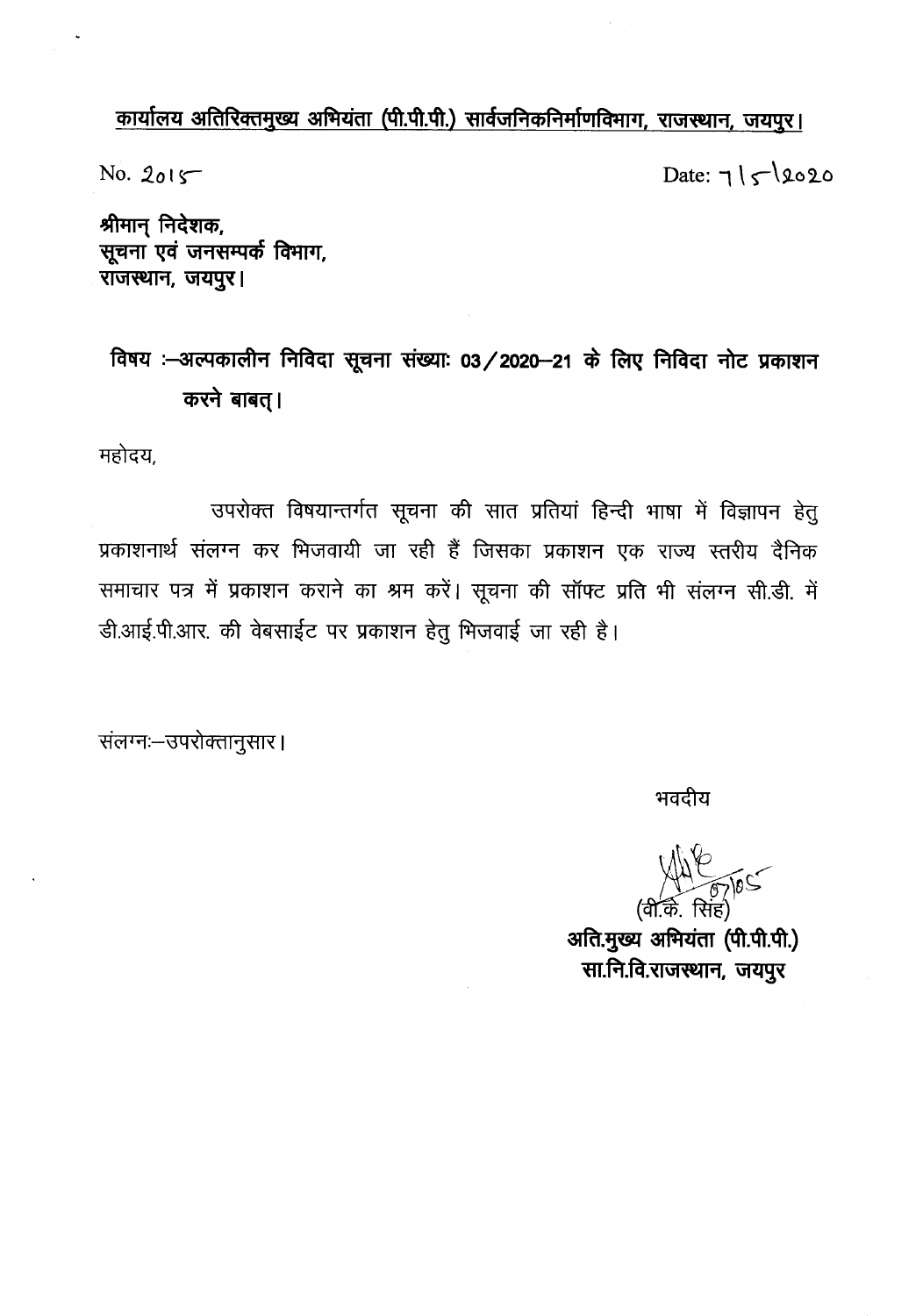<u>कार्यालय अतिरिक्तमुख्य अभियंता (पी.पी.पी.) सार्वजनिकनिर्माणविभाग, राजस्थान, जयपुर।</u>

No. 2015 Date: 7/5/2020

**श्रीमान् निदेशक,**
**सूचना एवं जनसम्पर्क विभाग,**
**राजस्थान, जयपुर।**

**विषय :—अल्पकालीन निविदा सूचना संख्याः 03/2020—21 के लिए निविदा नोट प्रकाशन करने बाबत्।**

महोदय,

उपरोक्त विषयान्तर्गत सूचना की सात प्रतियां हिन्दी भाषा में विज्ञापन हेतु प्रकाशनार्थ संलग्न कर भिजवायी जा रही हैं जिसका प्रकाशन एक राज्य स्तरीय दैनिक समाचार पत्र में प्रकाशन कराने का श्रम करें। सूचना की सॉफ्ट प्रति भी संलग्न सी.डी. में डी.आई.पी.आर. की वेबसाईट पर प्रकाशन हेतु भिजवाई जा रही है।

संलग्नः—उपरोक्तानुसार।

भवदीय

07/05

(वी.के. सिंह)

**अति.मुख्य अभियंता (पी.पी.पी.)**
**सा.नि.वि.राजस्थान, जयपुर**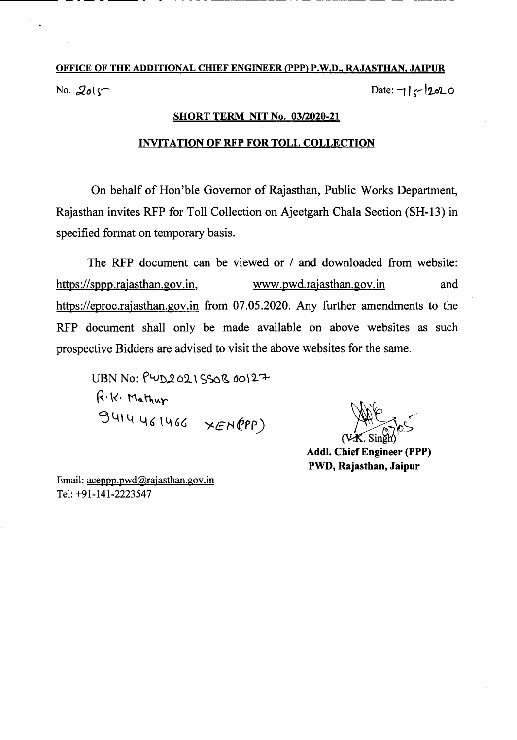**OFFICE OF THE ADDITIONAL CHIEF ENGINEER (PPP) P.W.D., RAJASTHAN, JAIPUR**

No. 2015 Date: 7/5/2020

**SHORT TERM NIT No. 03/2020-21**

**INVITATION OF RFP FOR TOLL COLLECTION**

On behalf of Hon'ble Governor of Rajasthan, Public Works Department, Rajasthan invites RFP for Toll Collection on Ajeetgarh Chala Section (SH-13) in specified format on temporary basis.

The RFP document can be viewed or / and downloaded from website: https://sppp.rajasthan.gov.in, www.pwd.rajasthan.gov.in and https://eproc.rajasthan.gov.in from 07.05.2020. Any further amendments to the RFP document shall only be made available on above websites as such prospective Bidders are advised to visit the above websites for the same.

UBN No: PWD2021SSOB00127
R.K. Mathur
9414461466 XEN(PPP)

(V.K. Singh) 07/05

**Addl. Chief Engineer (PPP)**
**PWD, Rajasthan, Jaipur**

Email: aceppp.pwd@rajasthan.gov.in
Tel: +91-141-2223547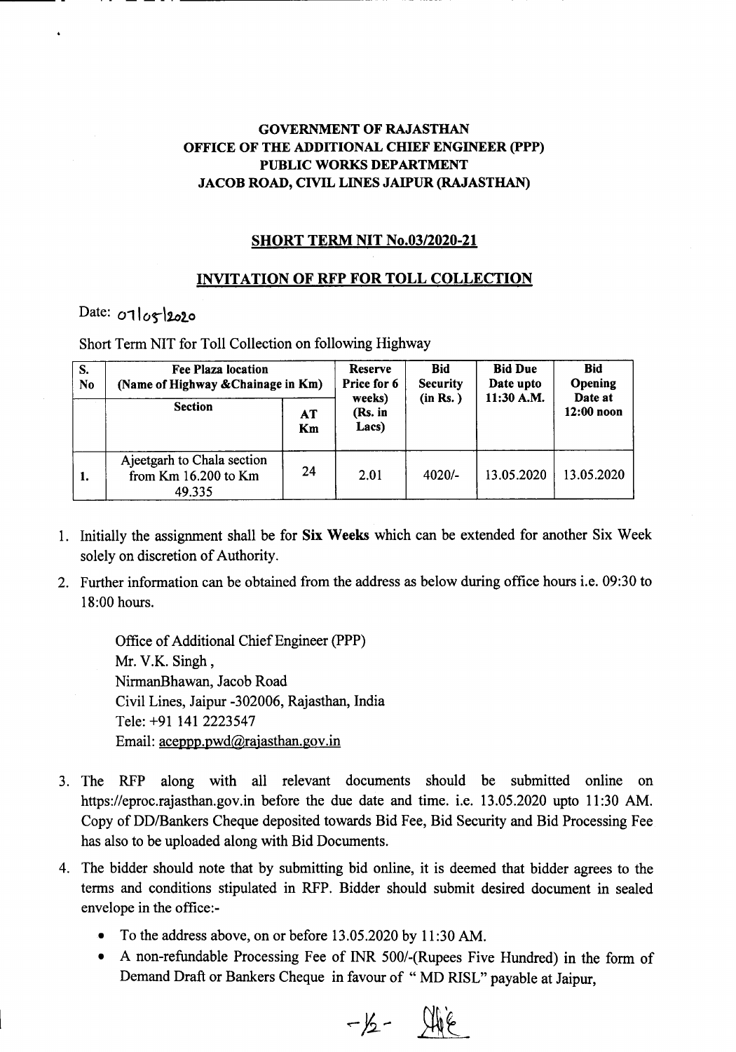**GOVERNMENT OF RAJASTHAN**
**OFFICE OF THE ADDITIONAL CHIEF ENGINEER (PPP)**
**PUBLIC WORKS DEPARTMENT**
**JACOB ROAD, CIVIL LINES JAIPUR (RAJASTHAN)**

## SHORT TERM NIT No.03/2020-21

## INVITATION OF RFP FOR TOLL COLLECTION

Date: 07/05/2020

Short Term NIT for Toll Collection on following Highway

| S. No | Fee Plaza location (Name of Highway &Chainage in Km) | | Reserve Price for 6 weeks) (Rs. in Lacs) | Bid Security (in Rs. ) | Bid Due Date upto 11:30 A.M. | Bid Opening Date at 12:00 noon |
|---|---|---|---|---|---|---|
| | Section | AT Km | | | | |
| 1. | Ajeetgarh to Chala section from Km 16.200 to Km 49.335 | 24 | 2.01 | 4020/- | 13.05.2020 | 13.05.2020 |

1. Initially the assignment shall be for **Six Weeks** which can be extended for another Six Week solely on discretion of Authority.
2. Further information can be obtained from the address as below during office hours i.e. 09:30 to 18:00 hours.

   Office of Additional Chief Engineer (PPP)
   Mr. V.K. Singh ,
   NirmanBhawan, Jacob Road
   Civil Lines, Jaipur -302006, Rajasthan, India
   Tele: +91 141 2223547
   Email: aceppp.pwd@rajasthan.gov.in

3. The RFP along with all relevant documents should be submitted online on https://eproc.rajasthan.gov.in before the due date and time. i.e. 13.05.2020 upto 11:30 AM. Copy of DD/Bankers Cheque deposited towards Bid Fee, Bid Security and Bid Processing Fee has also to be uploaded along with Bid Documents.
4. The bidder should note that by submitting bid online, it is deemed that bidder agrees to the terms and conditions stipulated in RFP. Bidder should submit desired document in sealed envelope in the office:-
   - To the address above, on or before 13.05.2020 by 11:30 AM.
   - A non-refundable Processing Fee of INR 500/-(Rupees Five Hundred) in the form of Demand Draft or Bankers Cheque in favour of " MD RISL" payable at Jaipur,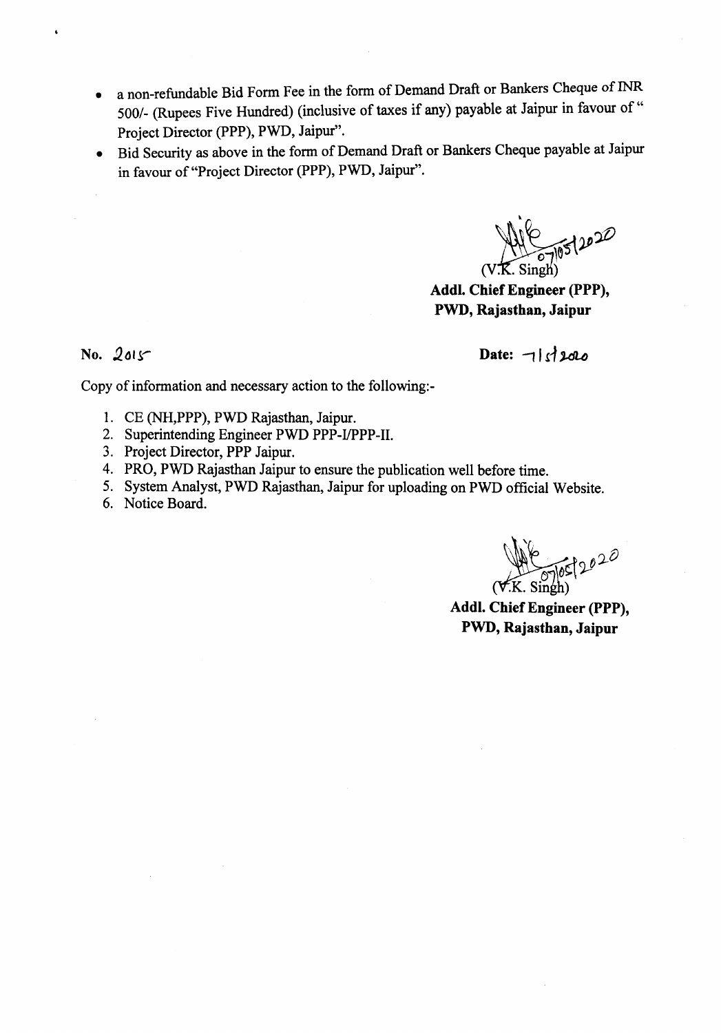- a non-refundable Bid Form Fee in the form of Demand Draft or Bankers Cheque of INR 500/- (Rupees Five Hundred) (inclusive of taxes if any) payable at Jaipur in favour of " Project Director (PPP), PWD, Jaipur".
- Bid Security as above in the form of Demand Draft or Bankers Cheque payable at Jaipur in favour of "Project Director (PPP), PWD, Jaipur".

07/05/2020

(V.K. Singh)

**Addl. Chief Engineer (PPP),**
**PWD, Rajasthan, Jaipur**

**No.** 2015 **Date:** 7/5/2020

Copy of information and necessary action to the following:-

1. CE (NH,PPP), PWD Rajasthan, Jaipur.
2. Superintending Engineer PWD PPP-I/PPP-II.
3. Project Director, PPP Jaipur.
4. PRO, PWD Rajasthan Jaipur to ensure the publication well before time.
5. System Analyst, PWD Rajasthan, Jaipur for uploading on PWD official Website.
6. Notice Board.

07/05/2020

(V.K. Singh)

**Addl. Chief Engineer (PPP),**
**PWD, Rajasthan, Jaipur**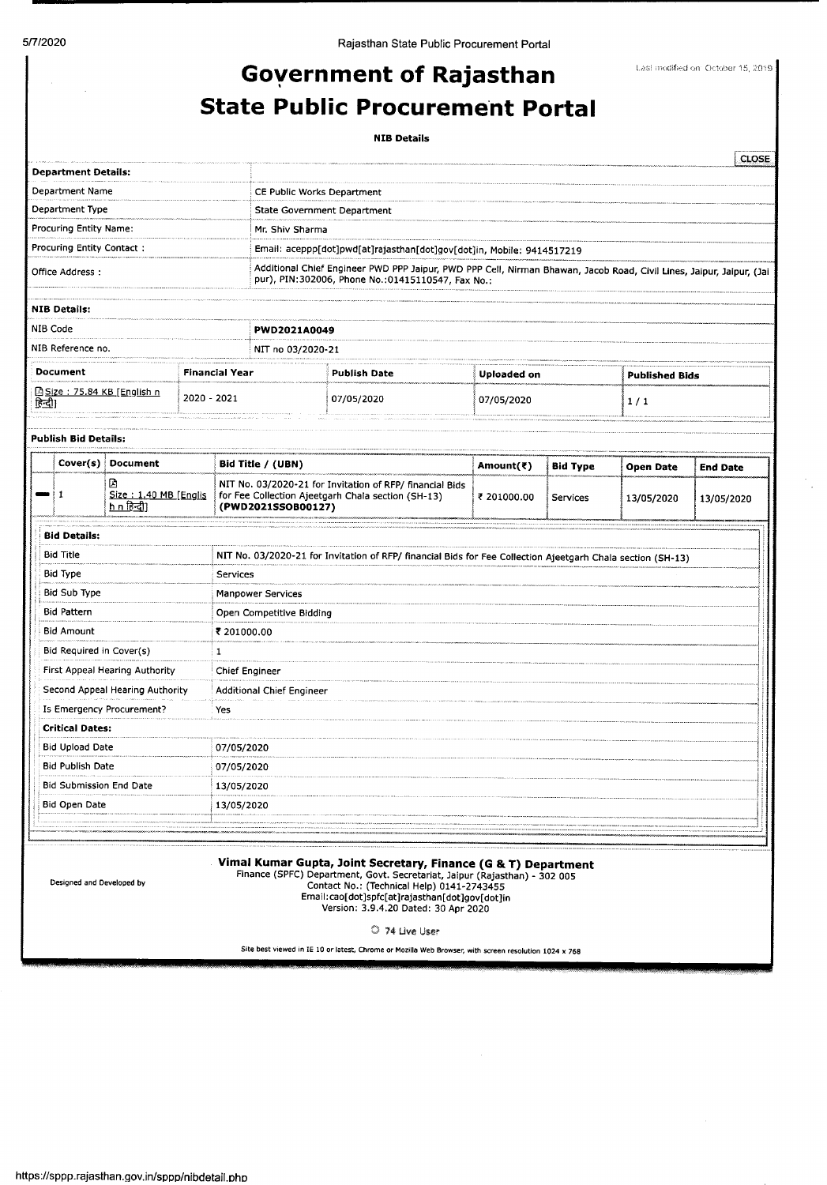Last modified on: October 15, 2019

# Government of Rajasthan
# State Public Procurement Portal

**NIB Details**

CLOSE

| | |
|---|---|
| **Department Details:** | |
| Department Name | CE Public Works Department |
| Department Type | State Government Department |
| Procuring Entity Name: | Mr. Shiv Sharma |
| Procuring Entity Contact : | Email: aceppp[dot]pwd[at]rajasthan[dot]gov[dot]in, Mobile: 9414517219 |
| Office Address : | Additional Chief Engineer PWD PPP Jaipur, PWD PPP Cell, Nirman Bhawan, Jacob Road, Civil Lines, Jaipur, Jaipur, (Jaipur), PIN:302006, Phone No.:01415110547, Fax No.: |

| | |
|---|---|
| **NIB Details:** | |
| NIB Code | **PWD2021A0049** |
| NIB Reference no. | NIT no 03/2020-21 |

| Document | Financial Year | Publish Date | Uploaded on | Published Bids |
|---|---|---|---|---|
| Size : 75.84 KB [English n हिन्दी] | 2020 - 2021 | 07/05/2020 | 07/05/2020 | 1 / 1 |

**Publish Bid Details:**

| | Cover(s) | Document | Bid Title / (UBN) | Amount(₹) | Bid Type | Open Date | End Date |
|---|---|---|---|---|---|---|---|
| — | 1 | Size : 1.40 MB [English n हिन्दी] | NIT No. 03/2020-21 for Invitation of RFP/ financial Bids for Fee Collection Ajeetgarh Chala section (SH-13) **(PWD2021SSOB00127)** | ₹ 201000.00 | Services | 13/05/2020 | 13/05/2020 |

| | |
|---|---|
| **Bid Details:** | |
| Bid Title | NIT No. 03/2020-21 for Invitation of RFP/ financial Bids for Fee Collection Ajeetgarh Chala section (SH-13) |
| Bid Type | Services |
| Bid Sub Type | Manpower Services |
| Bid Pattern | Open Competitive Bidding |
| Bid Amount | ₹ 201000.00 |
| Bid Required in Cover(s) | 1 |
| First Appeal Hearing Authority | Chief Engineer |
| Second Appeal Hearing Authority | Additional Chief Engineer |
| Is Emergency Procurement? | Yes |
| **Critical Dates:** | |
| Bid Upload Date | 07/05/2020 |
| Bid Publish Date | 07/05/2020 |
| Bid Submission End Date | 13/05/2020 |
| Bid Open Date | 13/05/2020 |

Designed and Developed by

**Vimal Kumar Gupta, Joint Secretary, Finance (G & T) Department**
Finance (SPFC) Department, Govt. Secretariat, Jaipur (Rajasthan) - 302 005
Contact No.: (Technical Help) 0141-2743455
Email:cao[dot]spfc[at]rajasthan[dot]gov[dot]in
Version: 3.9.4.20 Dated: 30 Apr 2020

74 Live User

Site best viewed in IE 10 or latest, Chrome or Mozilla Web Browser, with screen resolution 1024 x 768